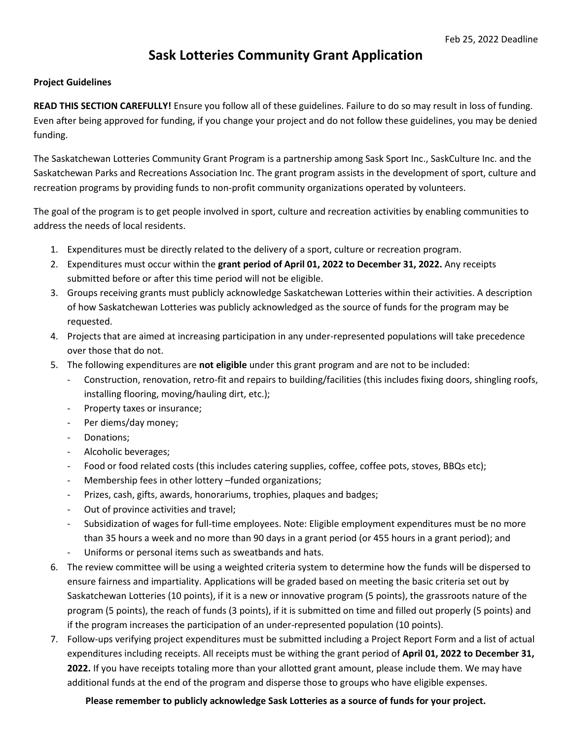Feb 25, 2022 Deadline

# Sask Lotteries Community Grant Application

**Project Guidelines**

**READ THIS SECTION CAREFULLY!** Ensure you follow all of these guidelines. Failure to do so may result in loss of funding. Even after being approved for funding, if you change your project and do not follow these guidelines, you may be denied funding.

The Saskatchewan Lotteries Community Grant Program is a partnership among Sask Sport Inc., SaskCulture Inc. and the Saskatchewan Parks and Recreations Association Inc. The grant program assists in the development of sport, culture and recreation programs by providing funds to non-profit community organizations operated by volunteers.

The goal of the program is to get people involved in sport, culture and recreation activities by enabling communities to address the needs of local residents.

1. Expenditures must be directly related to the delivery of a sport, culture or recreation program.
2. Expenditures must occur within the **grant period of April 01, 2022 to December 31, 2022.** Any receipts submitted before or after this time period will not be eligible.
3. Groups receiving grants must publicly acknowledge Saskatchewan Lotteries within their activities. A description of how Saskatchewan Lotteries was publicly acknowledged as the source of funds for the program may be requested.
4. Projects that are aimed at increasing participation in any under-represented populations will take precedence over those that do not.
5. The following expenditures are **not eligible** under this grant program and are not to be included:
   - Construction, renovation, retro-fit and repairs to building/facilities (this includes fixing doors, shingling roofs, installing flooring, moving/hauling dirt, etc.);
   - Property taxes or insurance;
   - Per diems/day money;
   - Donations;
   - Alcoholic beverages;
   - Food or food related costs (this includes catering supplies, coffee, coffee pots, stoves, BBQs etc);
   - Membership fees in other lottery –funded organizations;
   - Prizes, cash, gifts, awards, honorariums, trophies, plaques and badges;
   - Out of province activities and travel;
   - Subsidization of wages for full-time employees. Note: Eligible employment expenditures must be no more than 35 hours a week and no more than 90 days in a grant period (or 455 hours in a grant period); and
   - Uniforms or personal items such as sweatbands and hats.
6. The review committee will be using a weighted criteria system to determine how the funds will be dispersed to ensure fairness and impartiality. Applications will be graded based on meeting the basic criteria set out by Saskatchewan Lotteries (10 points), if it is a new or innovative program (5 points), the grassroots nature of the program (5 points), the reach of funds (3 points), if it is submitted on time and filled out properly (5 points) and if the program increases the participation of an under-represented population (10 points).
7. Follow-ups verifying project expenditures must be submitted including a Project Report Form and a list of actual expenditures including receipts. All receipts must be withing the grant period of **April 01, 2022 to December 31, 2022.** If you have receipts totaling more than your allotted grant amount, please include them. We may have additional funds at the end of the program and disperse those to groups who have eligible expenses.

**Please remember to publicly acknowledge Sask Lotteries as a source of funds for your project.**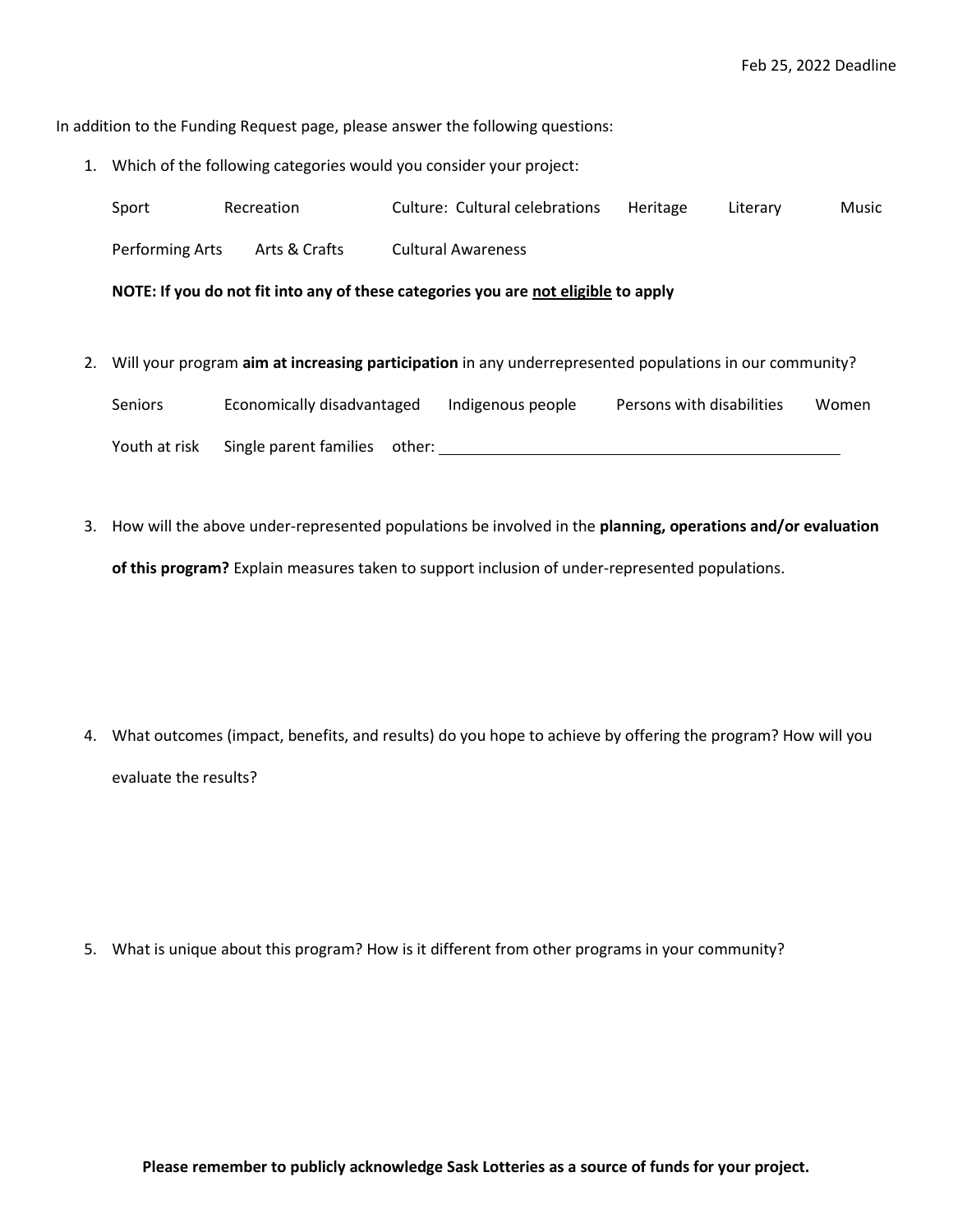Feb 25, 2022 Deadline

In addition to the Funding Request page, please answer the following questions:

1. Which of the following categories would you consider your project:

   Sport  Recreation  Culture: Cultural celebrations  Heritage  Literary  Music

   Performing Arts  Arts & Crafts  Cultural Awareness

   **NOTE: If you do not fit into any of these categories you are not eligible to apply**

2. Will your program **aim at increasing participation** in any underrepresented populations in our community?

   Seniors  Economically disadvantaged  Indigenous people  Persons with disabilities  Women

   Youth at risk  Single parent families  other: ____________________________________________

3. How will the above under-represented populations be involved in the **planning, operations and/or evaluation of this program?** Explain measures taken to support inclusion of under-represented populations.

4. What outcomes (impact, benefits, and results) do you hope to achieve by offering the program? How will you evaluate the results?

5. What is unique about this program? How is it different from other programs in your community?

**Please remember to publicly acknowledge Sask Lotteries as a source of funds for your project.**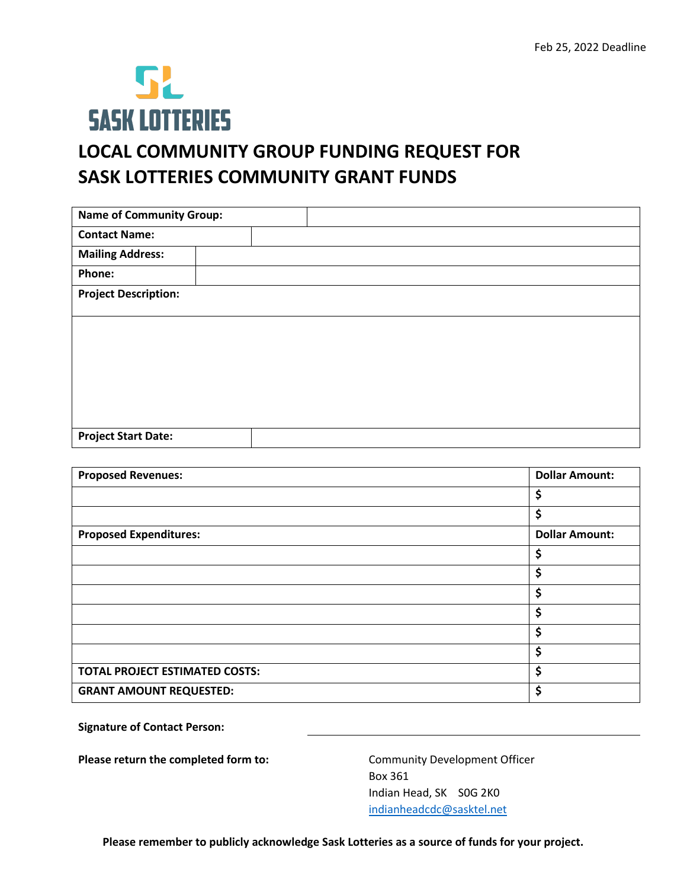Feb 25, 2022 Deadline

SASK LOTTERIES

# LOCAL COMMUNITY GROUP FUNDING REQUEST FOR SASK LOTTERIES COMMUNITY GRANT FUNDS

| | |
|---|---|
| **Name of Community Group:** | |
| **Contact Name:** | |
| **Mailing Address:** | |
| **Phone:** | |
| **Project Description:** | |
| | |
| **Project Start Date:** | |

| **Proposed Revenues:** | **Dollar Amount:** |
|---|---|
| | $ |
| | $ |
| **Proposed Expenditures:** | **Dollar Amount:** |
| | $ |
| | $ |
| | $ |
| | $ |
| | $ |
| | $ |
| **TOTAL PROJECT ESTIMATED COSTS:** | $ |
| **GRANT AMOUNT REQUESTED:** | $ |

**Signature of Contact Person:** ______________________________

**Please return the completed form to:**

Community Development Officer
Box 361
Indian Head, SK S0G 2K0
indianheadcdc@sasktel.net

**Please remember to publicly acknowledge Sask Lotteries as a source of funds for your project.**